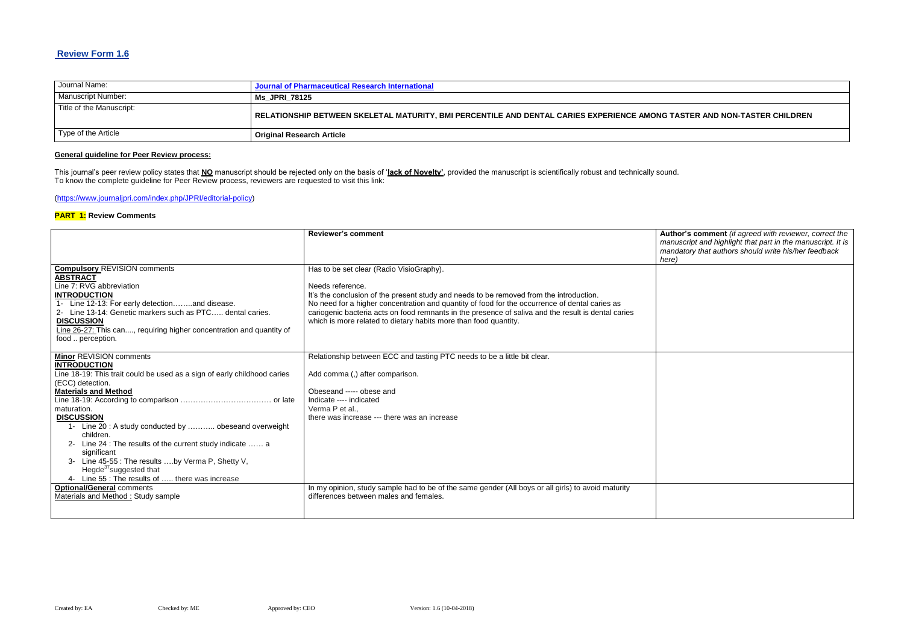## Review Form 1.6

| Journal Name: | Journal of Pharmaceutical Research International |
|---|---|
| Manuscript Number: | **Ms_JPRI_78125** |
| Title of the Manuscript: | **RELATIONSHIP BETWEEN SKELETAL MATURITY, BMI PERCENTILE AND DENTAL CARIES EXPERIENCE AMONG TASTER AND NON-TASTER CHILDREN** |
| Type of the Article | **Original Research Article** |

**General guideline for Peer Review process:**

This journal's peer review policy states that **NO** manuscript should be rejected only on the basis of '**lack of Novelty'**, provided the manuscript is scientifically robust and technically sound.
To know the complete guideline for Peer Review process, reviewers are requested to visit this link:

(https://www.journaljpri.com/index.php/JPRI/editorial-policy)

**PART 1:** Review Comments

| | **Reviewer's comment** | **Author's comment** *(if agreed with reviewer, correct the manuscript and highlight that part in the manuscript. It is mandatory that authors should write his/her feedback here)* |
|---|---|---|
| **Compulsory** REVISION comments<br>**ABSTRACT**<br>Line 7: RVG abbreviation<br>**INTRODUCTION**<br>1- Line 12-13: For early detection……..and disease.<br>2- Line 13-14: Genetic markers such as PTC….. dental caries.<br>**DISCUSSION**<br>Line 26-27: This can...., requiring higher concentration and quantity of food .. perception. | Has to be set clear (Radio VisioGraphy).<br><br>Needs reference.<br>It's the conclusion of the present study and needs to be removed from the introduction.<br>No need for a higher concentration and quantity of food for the occurrence of dental caries as cariogenic bacteria acts on food remnants in the presence of saliva and the result is dental caries which is more related to dietary habits more than food quantity. | |
| **Minor** REVISION comments<br>**INTRODUCTION**<br>Line 18-19: This trait could be used as a sign of early childhood caries (ECC) detection.<br>**Materials and Method**<br>Line 18-19: According to comparison ……………………………… or late maturation.<br>**DISCUSSION**<br>1- Line 20 : A study conducted by ……….. obeseand overweight children.<br>2- Line 24 : The results of the current study indicate …… a significant<br>3- Line 45-55 : The results ….by Verma P, Shetty V, Hegde[37]suggested that<br>4- Line 55 : The results of ….. there was increase | Relationship between ECC and tasting PTC needs to be a little bit clear.<br><br>Add comma (,) after comparison.<br><br>Obeseand ----- obese and<br>Indicate ---- indicated<br>Verma P et al.,<br>there was increase --- there was an increase | |
| **Optional/General** comments<br>Materials and Method : Study sample | In my opinion, study sample had to be of the same gender (All boys or all girls) to avoid maturity differences between males and females. | |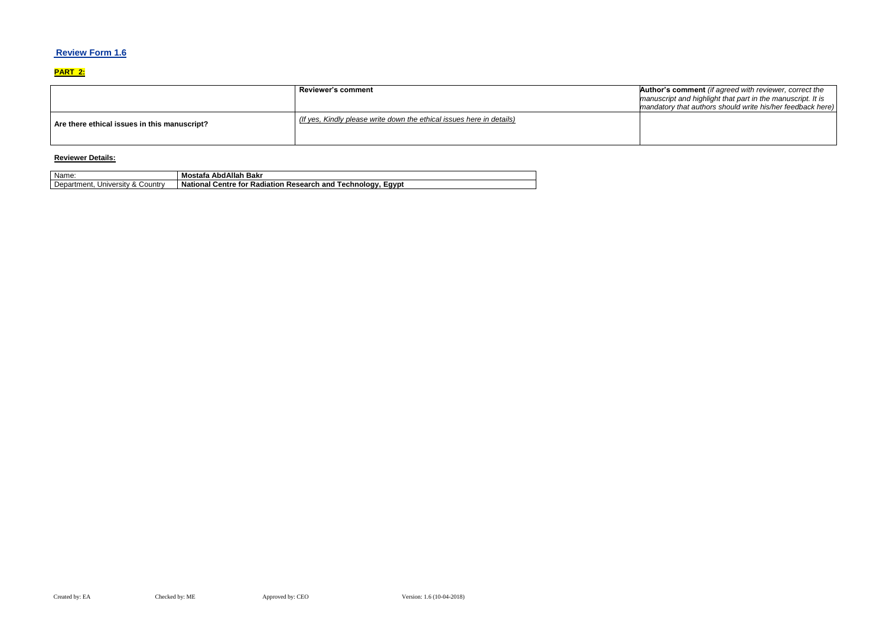**Review Form 1.6**

**PART 2:**

| | Reviewer's comment | Author's comment *(if agreed with reviewer, correct the manuscript and highlight that part in the manuscript. It is mandatory that authors should write his/her feedback here)* |
|---|---|---|
| **Are there ethical issues in this manuscript?** | *(If yes, Kindly please write down the ethical issues here in details)* | |

**Reviewer Details:**

| | |
|---|---|
| Name: | **Mostafa AbdAllah Bakr** |
| Department, University & Country | **National Centre for Radiation Research and Technology, Egypt** |

Created by: EA Checked by: ME Approved by: CEO Version: 1.6 (10-04-2018)